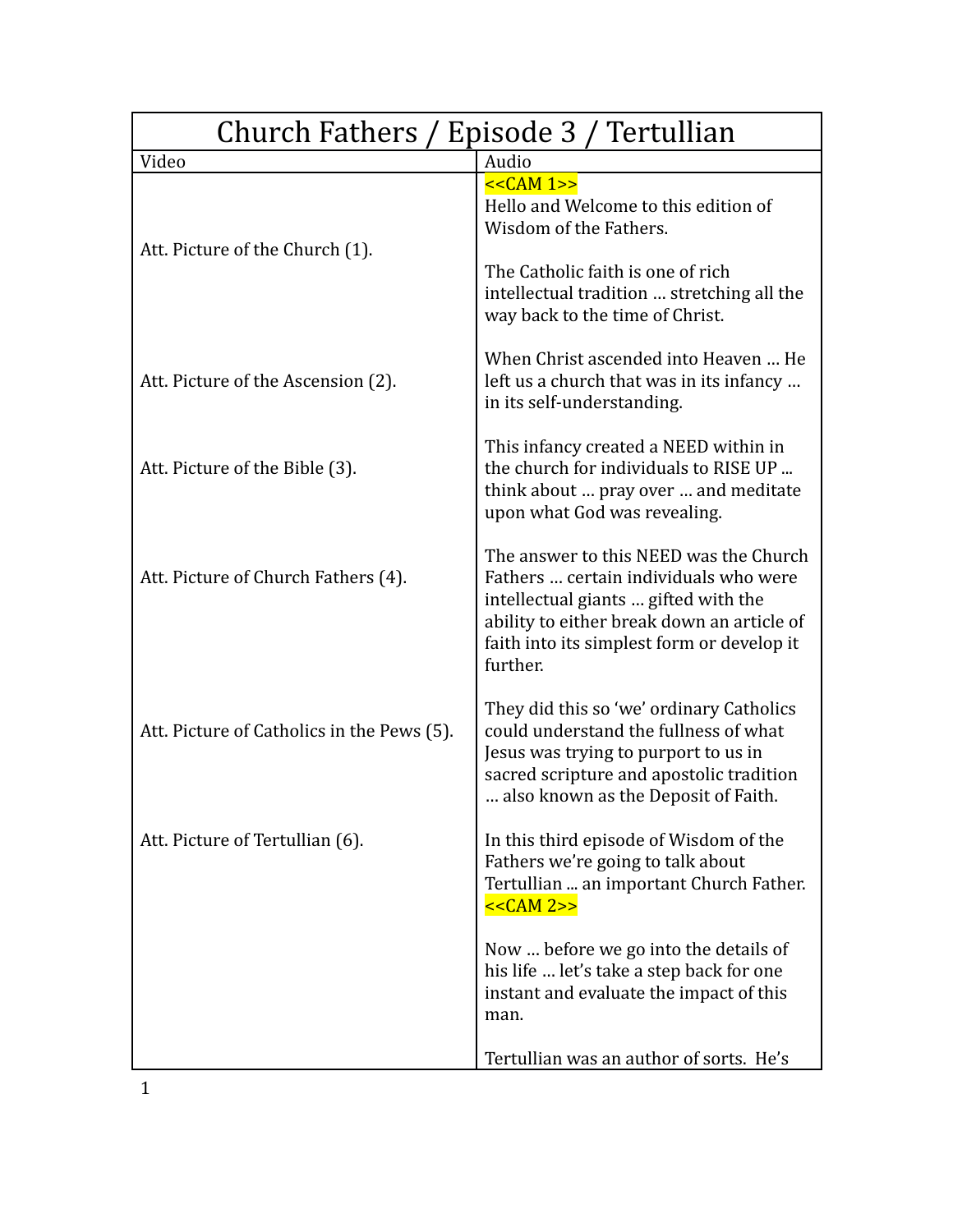# Church Fathers / Episode 3 / Tertullian

| Video | Audio |
|---|---|
| | <<CAM 1>><br>Hello and Welcome to this edition of Wisdom of the Fathers. |
| Att. Picture of the Church (1). | The Catholic faith is one of rich intellectual tradition … stretching all the way back to the time of Christ. |
| Att. Picture of the Ascension (2). | When Christ ascended into Heaven … He left us a church that was in its infancy … in its self-understanding. |
| Att. Picture of the Bible (3). | This infancy created a NEED within in the church for individuals to RISE UP ... think about … pray over … and meditate upon what God was revealing. |
| Att. Picture of Church Fathers (4). | The answer to this NEED was the Church Fathers … certain individuals who were intellectual giants … gifted with the ability to either break down an article of faith into its simplest form or develop it further. |
| Att. Picture of Catholics in the Pews (5). | They did this so 'we' ordinary Catholics could understand the fullness of what Jesus was trying to purport to us in sacred scripture and apostolic tradition … also known as the Deposit of Faith. |
| Att. Picture of Tertullian (6). | In this third episode of Wisdom of the Fathers we're going to talk about Tertullian ... an important Church Father.<br><<CAM 2>> |
| | Now … before we go into the details of his life … let's take a step back for one instant and evaluate the impact of this man. |
| | Tertullian was an author of sorts. He's |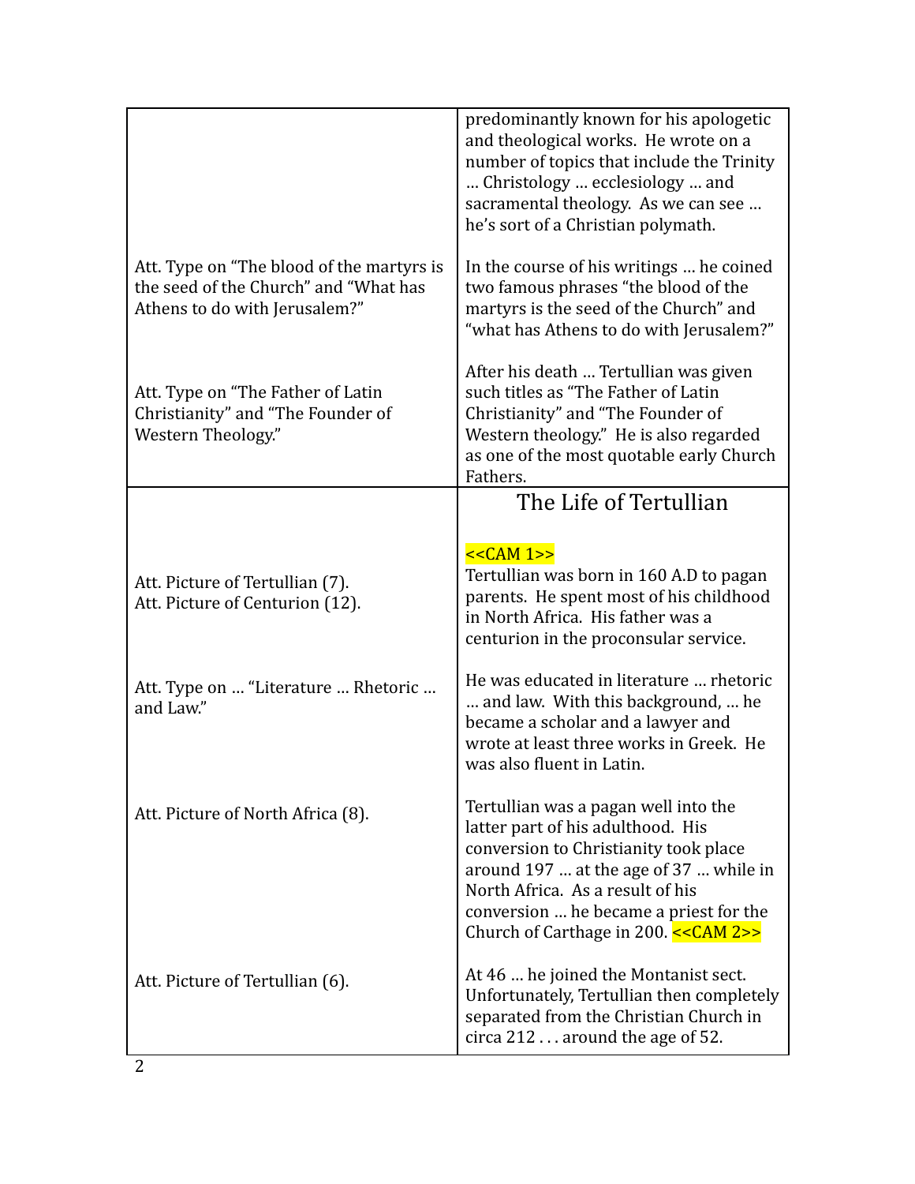| | |
|---|---|
| | predominantly known for his apologetic and theological works. He wrote on a number of topics that include the Trinity … Christology … ecclesiology … and sacramental theology. As we can see … he's sort of a Christian polymath. |
| Att. Type on "The blood of the martyrs is the seed of the Church" and "What has Athens to do with Jerusalem?" | In the course of his writings … he coined two famous phrases "the blood of the martyrs is the seed of the Church" and "what has Athens to do with Jerusalem?" |
| Att. Type on "The Father of Latin Christianity" and "The Founder of Western Theology." | After his death … Tertullian was given such titles as "The Father of Latin Christianity" and "The Founder of Western theology." He is also regarded as one of the most quotable early Church Fathers. |

| | |
|---|---|
| | **The Life of Tertullian** |
| Att. Picture of Tertullian (7).<br>Att. Picture of Centurion (12). | <<CAM 1>><br>Tertullian was born in 160 A.D to pagan parents. He spent most of his childhood in North Africa. His father was a centurion in the proconsular service. |
| Att. Type on … "Literature … Rhetoric … and Law." | He was educated in literature … rhetoric … and law. With this background, … he became a scholar and a lawyer and wrote at least three works in Greek. He was also fluent in Latin. |
| Att. Picture of North Africa (8). | Tertullian was a pagan well into the latter part of his adulthood. His conversion to Christianity took place around 197 … at the age of 37 … while in North Africa. As a result of his conversion … he became a priest for the Church of Carthage in 200. <<CAM 2>> |
| Att. Picture of Tertullian (6). | At 46 … he joined the Montanist sect. Unfortunately, Tertullian then completely separated from the Christian Church in circa 212 . . . around the age of 52. |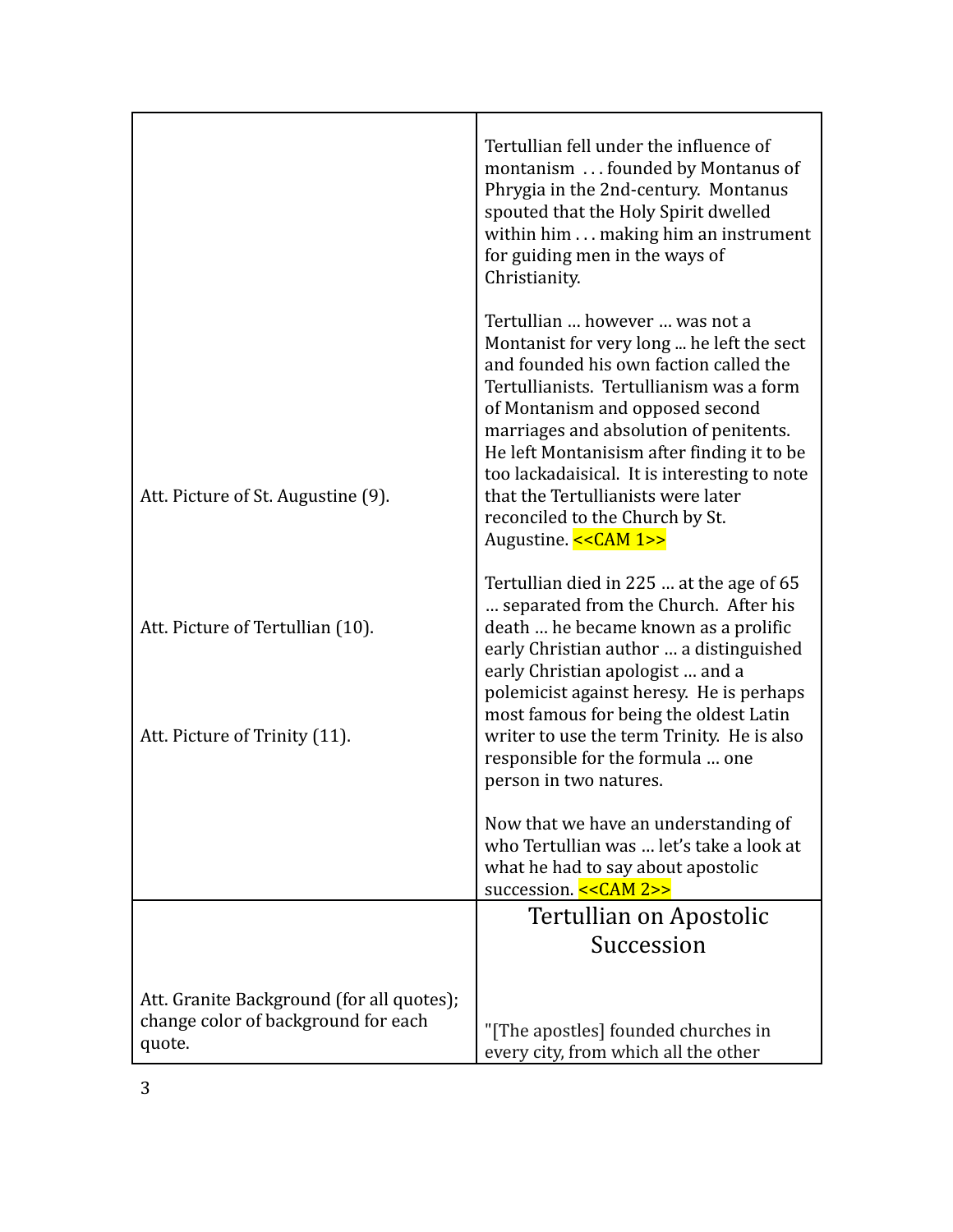| | |
|---|---|
| | Tertullian fell under the influence of montanism . . . founded by Montanus of Phrygia in the 2nd-century. Montanus spouted that the Holy Spirit dwelled within him . . . making him an instrument for guiding men in the ways of Christianity. |
| Att. Picture of St. Augustine (9). | Tertullian … however … was not a Montanist for very long ... he left the sect and founded his own faction called the Tertullianists. Tertullianism was a form of Montanism and opposed second marriages and absolution of penitents. He left Montanisism after finding it to be too lackadaisical. It is interesting to note that the Tertullianists were later reconciled to the Church by St. Augustine. <<CAM 1>> |
| Att. Picture of Tertullian (10).<br><br>Att. Picture of Trinity (11). | Tertullian died in 225 … at the age of 65 … separated from the Church. After his death … he became known as a prolific early Christian author … a distinguished early Christian apologist … and a polemicist against heresy. He is perhaps most famous for being the oldest Latin writer to use the term Trinity. He is also responsible for the formula … one person in two natures. |
| | Now that we have an understanding of who Tertullian was … let's take a look at what he had to say about apostolic succession. <<CAM 2>> |
| Att. Granite Background (for all quotes); change color of background for each quote. | Tertullian on Apostolic Succession<br><br>"[The apostles] founded churches in every city, from which all the other |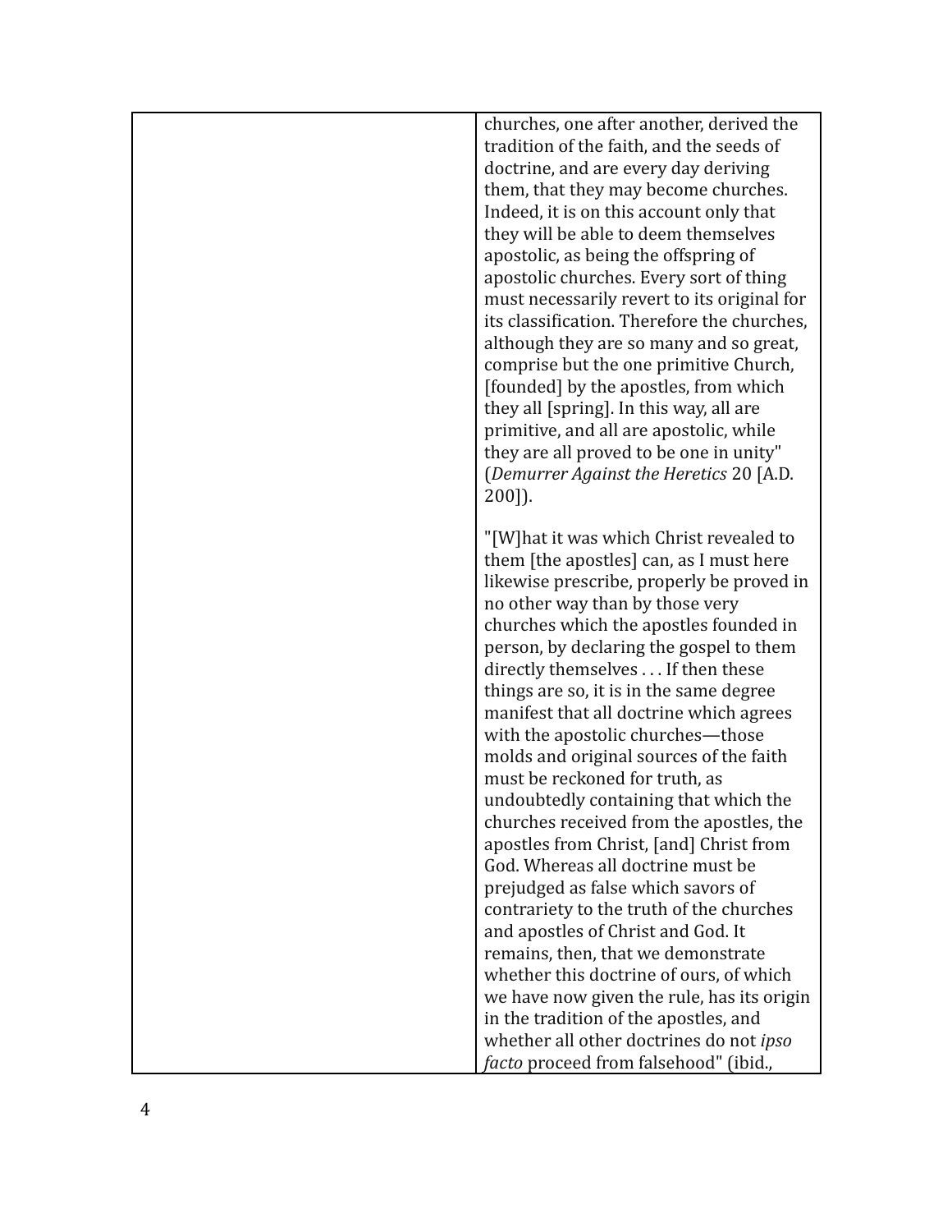| | churches, one after another, derived the tradition of the faith, and the seeds of doctrine, and are every day deriving them, that they may become churches. Indeed, it is on this account only that they will be able to deem themselves apostolic, as being the offspring of apostolic churches. Every sort of thing must necessarily revert to its original for its classification. Therefore the churches, although they are so many and so great, comprise but the one primitive Church, [founded] by the apostles, from which they all [spring]. In this way, all are primitive, and all are apostolic, while they are all proved to be one in unity" (*Demurrer Against the Heretics* 20 [A.D. 200]).<br><br>"[W]hat it was which Christ revealed to them [the apostles] can, as I must here likewise prescribe, properly be proved in no other way than by those very churches which the apostles founded in person, by declaring the gospel to them directly themselves . . . If then these things are so, it is in the same degree manifest that all doctrine which agrees with the apostolic churches—those molds and original sources of the faith must be reckoned for truth, as undoubtedly containing that which the churches received from the apostles, the apostles from Christ, [and] Christ from God. Whereas all doctrine must be prejudged as false which savors of contrariety to the truth of the churches and apostles of Christ and God. It remains, then, that we demonstrate whether this doctrine of ours, of which we have now given the rule, has its origin in the tradition of the apostles, and whether all other doctrines do not *ipso facto* proceed from falsehood" (ibid., |
|---|---|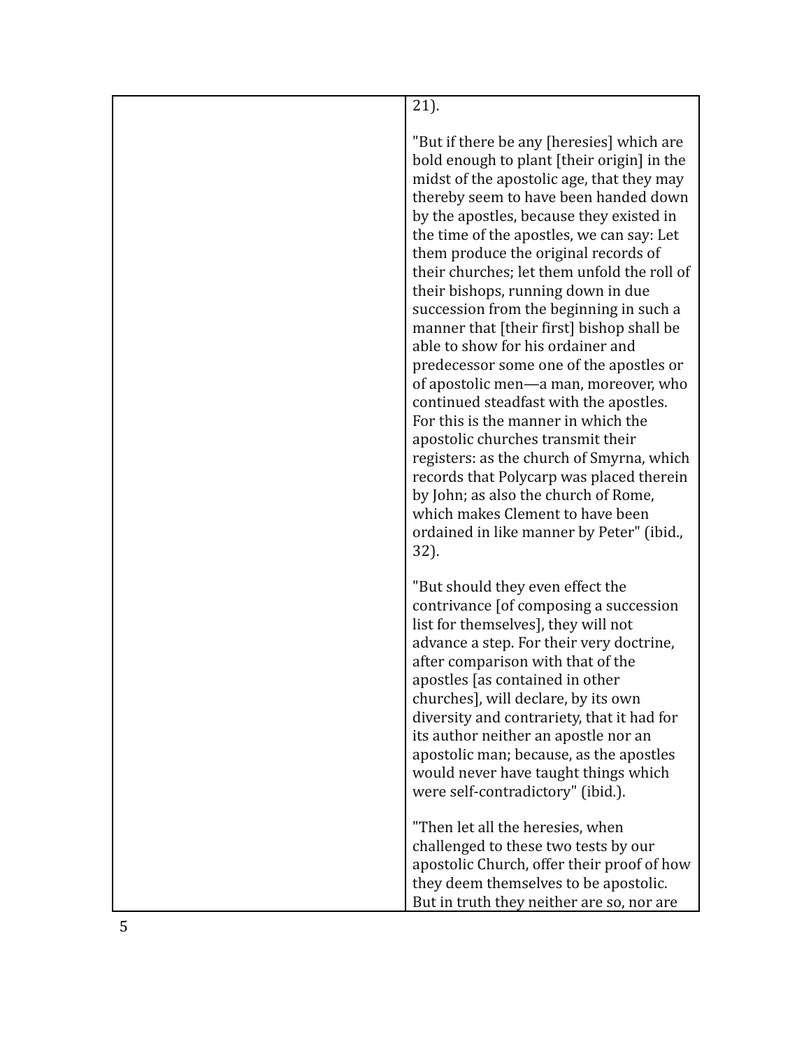| | 21).<br><br>"But if there be any [heresies] which are bold enough to plant [their origin] in the midst of the apostolic age, that they may thereby seem to have been handed down by the apostles, because they existed in the time of the apostles, we can say: Let them produce the original records of their churches; let them unfold the roll of their bishops, running down in due succession from the beginning in such a manner that [their first] bishop shall be able to show for his ordainer and predecessor some one of the apostles or of apostolic men—a man, moreover, who continued steadfast with the apostles. For this is the manner in which the apostolic churches transmit their registers: as the church of Smyrna, which records that Polycarp was placed therein by John; as also the church of Rome, which makes Clement to have been ordained in like manner by Peter" (ibid., 32).<br><br>"But should they even effect the contrivance [of composing a succession list for themselves], they will not advance a step. For their very doctrine, after comparison with that of the apostles [as contained in other churches], will declare, by its own diversity and contrariety, that it had for its author neither an apostle nor an apostolic man; because, as the apostles would never have taught things which were self-contradictory" (ibid.).<br><br>"Then let all the heresies, when challenged to these two tests by our apostolic Church, offer their proof of how they deem themselves to be apostolic. But in truth they neither are so, nor are |
|---|---|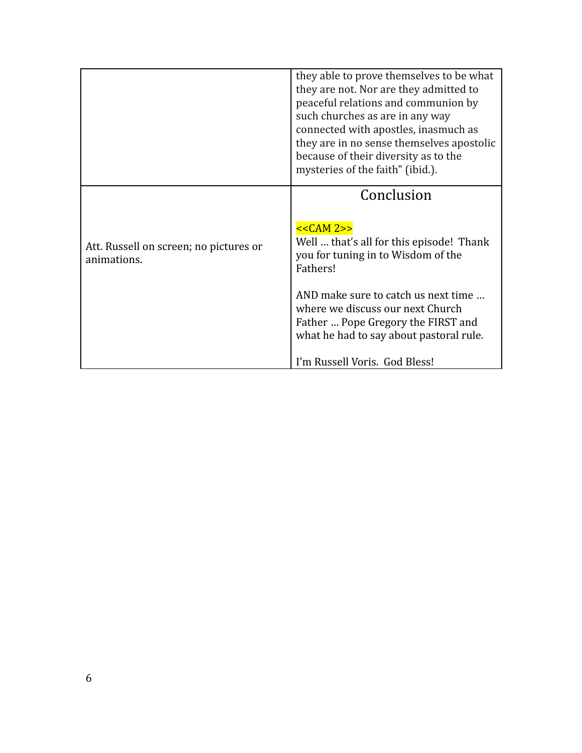| | |
|---|---|
| | they able to prove themselves to be what they are not. Nor are they admitted to peaceful relations and communion by such churches as are in any way connected with apostles, inasmuch as they are in no sense themselves apostolic because of their diversity as to the mysteries of the faith" (ibid.). |
| Att. Russell on screen; no pictures or animations. | **Conclusion**<br><br><<CAM 2>><br>Well … that's all for this episode! Thank you for tuning in to Wisdom of the Fathers!<br><br>AND make sure to catch us next time … where we discuss our next Church Father … Pope Gregory the FIRST and what he had to say about pastoral rule.<br><br>I'm Russell Voris. God Bless! |